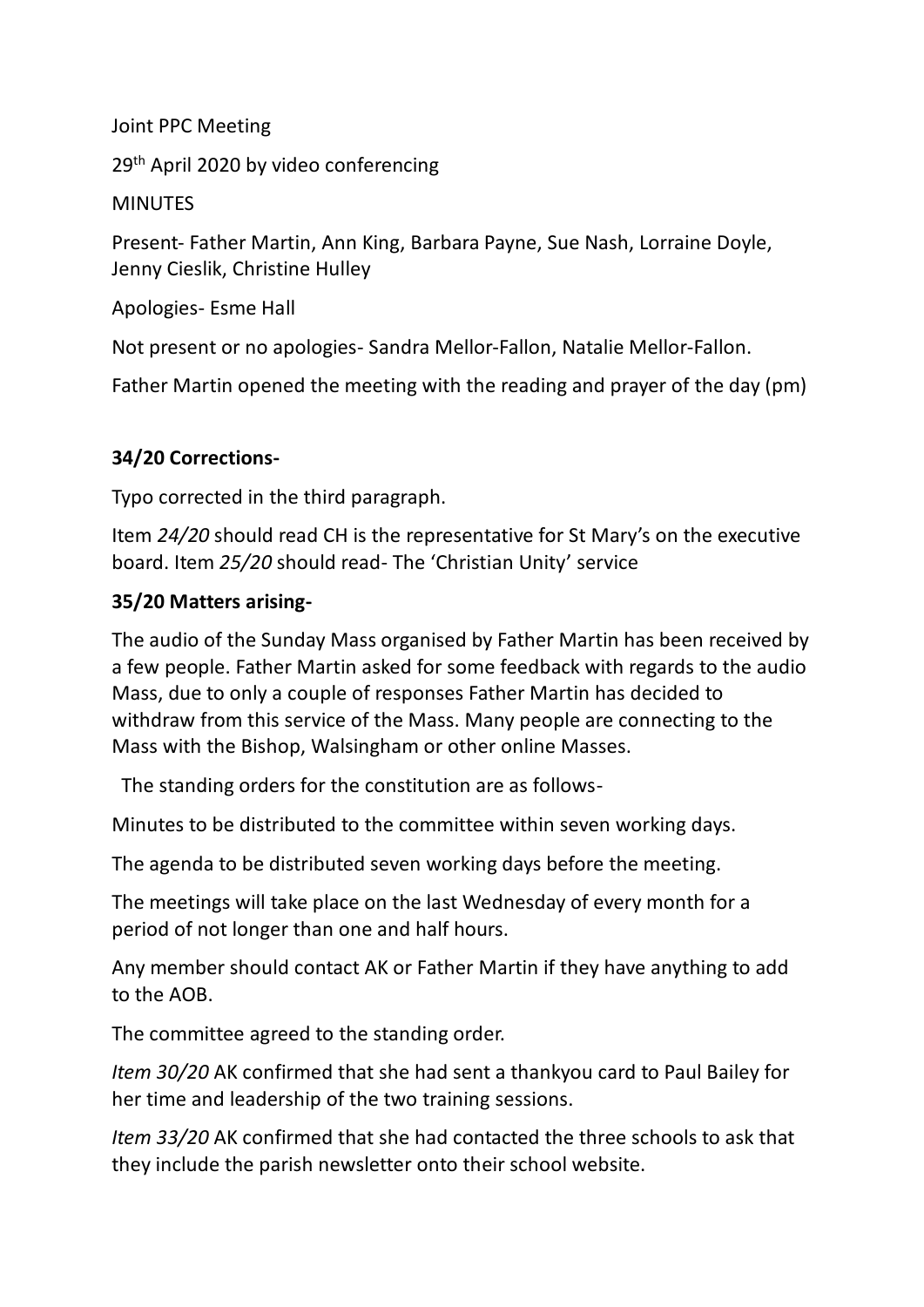Joint PPC Meeting

29th April 2020 by video conferencing

MINUTES

Present- Father Martin, Ann King, Barbara Payne, Sue Nash, Lorraine Doyle, Jenny Cieslik, Christine Hulley

Apologies- Esme Hall

Not present or no apologies- Sandra Mellor-Fallon, Natalie Mellor-Fallon.

Father Martin opened the meeting with the reading and prayer of the day (pm)

**34/20 Corrections-**

Typo corrected in the third paragraph.

Item *24/20* should read CH is the representative for St Mary's on the executive board. Item *25/20* should read- The 'Christian Unity' service

**35/20 Matters arising-**

The audio of the Sunday Mass organised by Father Martin has been received by a few people. Father Martin asked for some feedback with regards to the audio Mass, due to only a couple of responses Father Martin has decided to withdraw from this service of the Mass. Many people are connecting to the Mass with the Bishop, Walsingham or other online Masses.

The standing orders for the constitution are as follows-

Minutes to be distributed to the committee within seven working days.

The agenda to be distributed seven working days before the meeting.

The meetings will take place on the last Wednesday of every month for a period of not longer than one and half hours.

Any member should contact AK or Father Martin if they have anything to add to the AOB.

The committee agreed to the standing order.

*Item 30/20* AK confirmed that she had sent a thankyou card to Paul Bailey for her time and leadership of the two training sessions.

*Item 33/20* AK confirmed that she had contacted the three schools to ask that they include the parish newsletter onto their school website.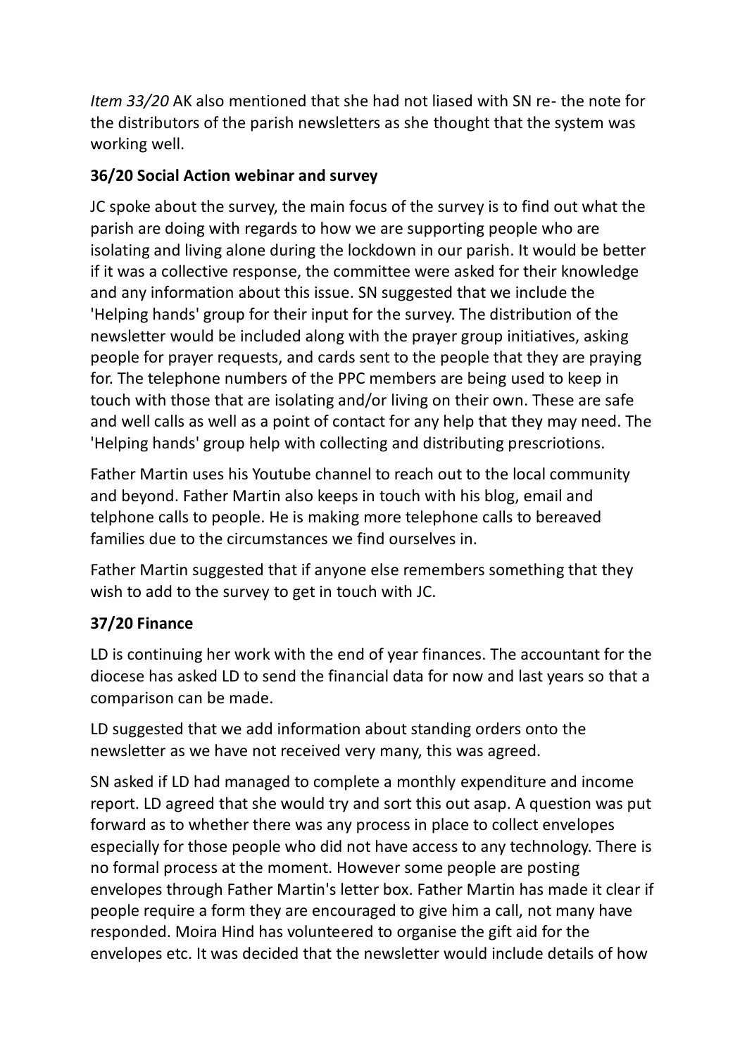*Item 33/20* AK also mentioned that she had not liased with SN re- the note for the distributors of the parish newsletters as she thought that the system was working well.

**36/20 Social Action webinar and survey**

JC spoke about the survey, the main focus of the survey is to find out what the parish are doing with regards to how we are supporting people who are isolating and living alone during the lockdown in our parish. It would be better if it was a collective response, the committee were asked for their knowledge and any information about this issue. SN suggested that we include the 'Helping hands' group for their input for the survey. The distribution of the newsletter would be included along with the prayer group initiatives, asking people for prayer requests, and cards sent to the people that they are praying for. The telephone numbers of the PPC members are being used to keep in touch with those that are isolating and/or living on their own. These are safe and well calls as well as a point of contact for any help that they may need. The 'Helping hands' group help with collecting and distributing prescriotions.

Father Martin uses his Youtube channel to reach out to the local community and beyond. Father Martin also keeps in touch with his blog, email and telphone calls to people. He is making more telephone calls to bereaved families due to the circumstances we find ourselves in.

Father Martin suggested that if anyone else remembers something that they wish to add to the survey to get in touch with JC.

**37/20 Finance**

LD is continuing her work with the end of year finances. The accountant for the diocese has asked LD to send the financial data for now and last years so that a comparison can be made.

LD suggested that we add information about standing orders onto the newsletter as we have not received very many, this was agreed.

SN asked if LD had managed to complete a monthly expenditure and income report. LD agreed that she would try and sort this out asap. A question was put forward as to whether there was any process in place to collect envelopes especially for those people who did not have access to any technology. There is no formal process at the moment. However some people are posting envelopes through Father Martin's letter box. Father Martin has made it clear if people require a form they are encouraged to give him a call, not many have responded. Moira Hind has volunteered to organise the gift aid for the envelopes etc. It was decided that the newsletter would include details of how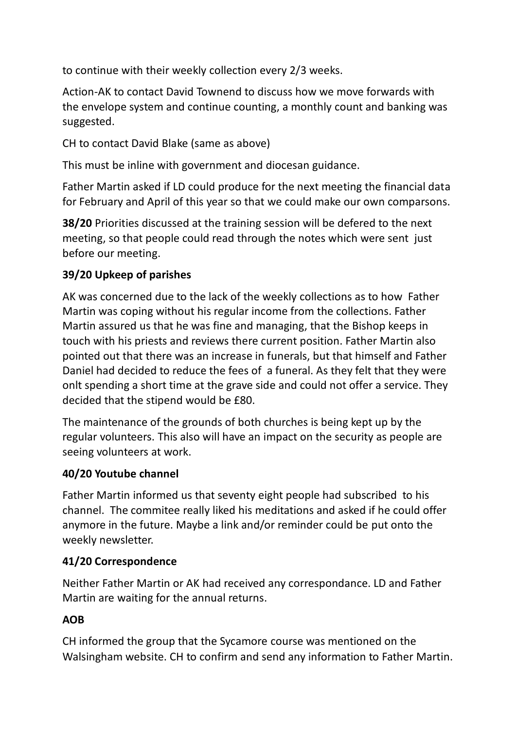to continue with their weekly collection every 2/3 weeks.

Action-AK to contact David Townend to discuss how we move forwards with the envelope system and continue counting, a monthly count and banking was suggested.

CH to contact David Blake (same as above)

This must be inline with government and diocesan guidance.

Father Martin asked if LD could produce for the next meeting the financial data for February and April of this year so that we could make our own comparsons.

**38/20** Priorities discussed at the training session will be defered to the next meeting, so that people could read through the notes which were sent just before our meeting.

### 39/20 Upkeep of parishes

AK was concerned due to the lack of the weekly collections as to how Father Martin was coping without his regular income from the collections. Father Martin assured us that he was fine and managing, that the Bishop keeps in touch with his priests and reviews there current position. Father Martin also pointed out that there was an increase in funerals, but that himself and Father Daniel had decided to reduce the fees of a funeral. As they felt that they were onlt spending a short time at the grave side and could not offer a service. They decided that the stipend would be £80.

The maintenance of the grounds of both churches is being kept up by the regular volunteers. This also will have an impact on the security as people are seeing volunteers at work.

### 40/20 Youtube channel

Father Martin informed us that seventy eight people had subscribed to his channel. The commitee really liked his meditations and asked if he could offer anymore in the future. Maybe a link and/or reminder could be put onto the weekly newsletter.

### 41/20 Correspondence

Neither Father Martin or AK had received any correspondance. LD and Father Martin are waiting for the annual returns.

### AOB

CH informed the group that the Sycamore course was mentioned on the Walsingham website. CH to confirm and send any information to Father Martin.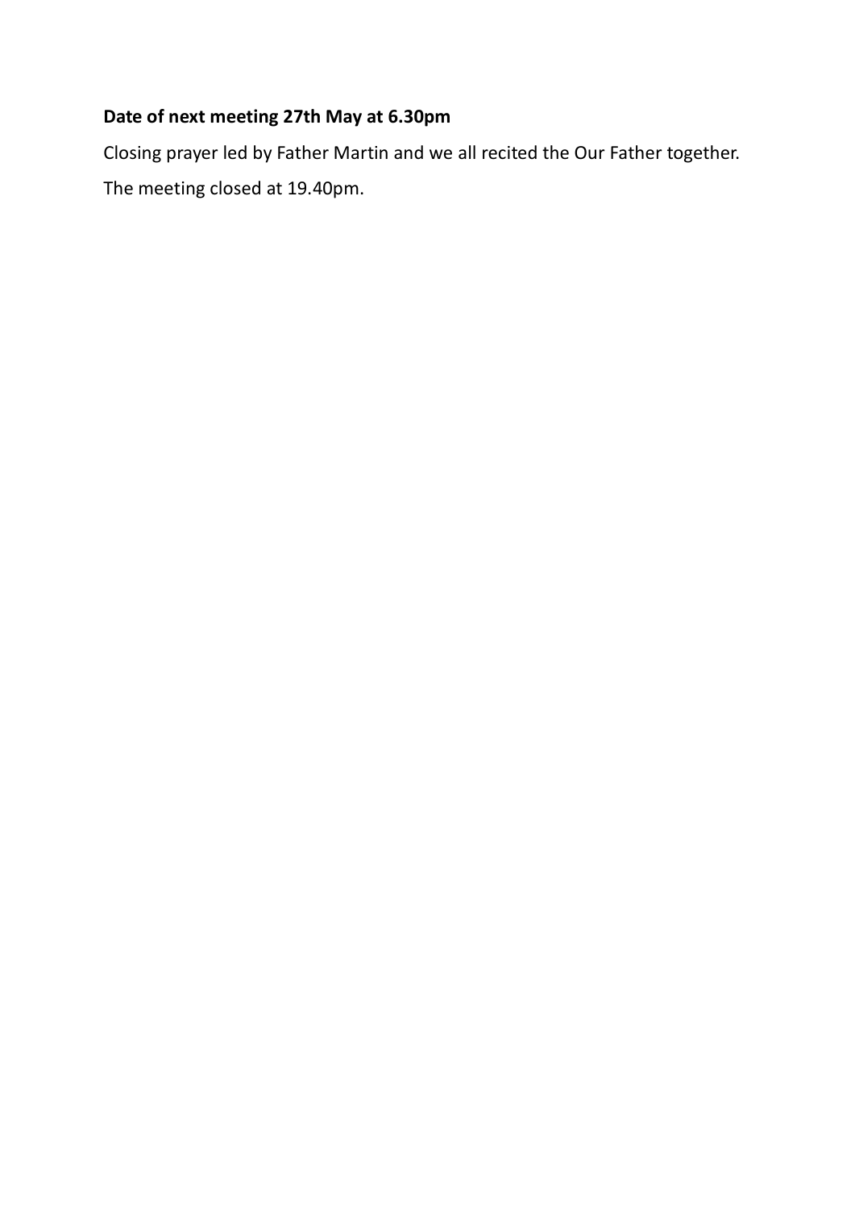**Date of next meeting 27th May at 6.30pm**

Closing prayer led by Father Martin and we all recited the Our Father together.

The meeting closed at 19.40pm.